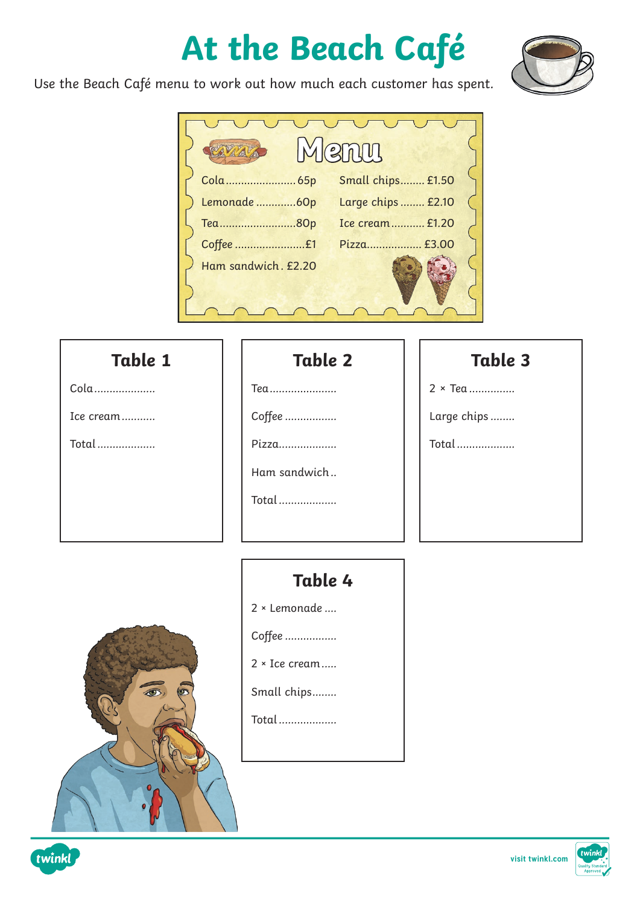# At the Beach Café

Use the Beach Café menu to work out how much each customer has spent.

## Menu

| | |
|---|---|
| Cola ........................ 65p | Small chips........ £1.50 |
| Lemonade .............60p | Large chips ........ £2.10 |
| Tea..........................80p | Ice cream........... £1.20 |
| Coffee .......................£1 | Pizza.................. £3.00 |
| Ham sandwich . £2.20 | |

### Table 1

Cola....................

Ice cream...........

Total...................

### Table 2

Tea......................

Coffee .................

Pizza...................

Ham sandwich..

Total...................

### Table 3

2 × Tea...............

Large chips ........

Total...................

### Table 4

2 × Lemonade ....

Coffee .................

2 × Ice cream.....

Small chips........

Total...................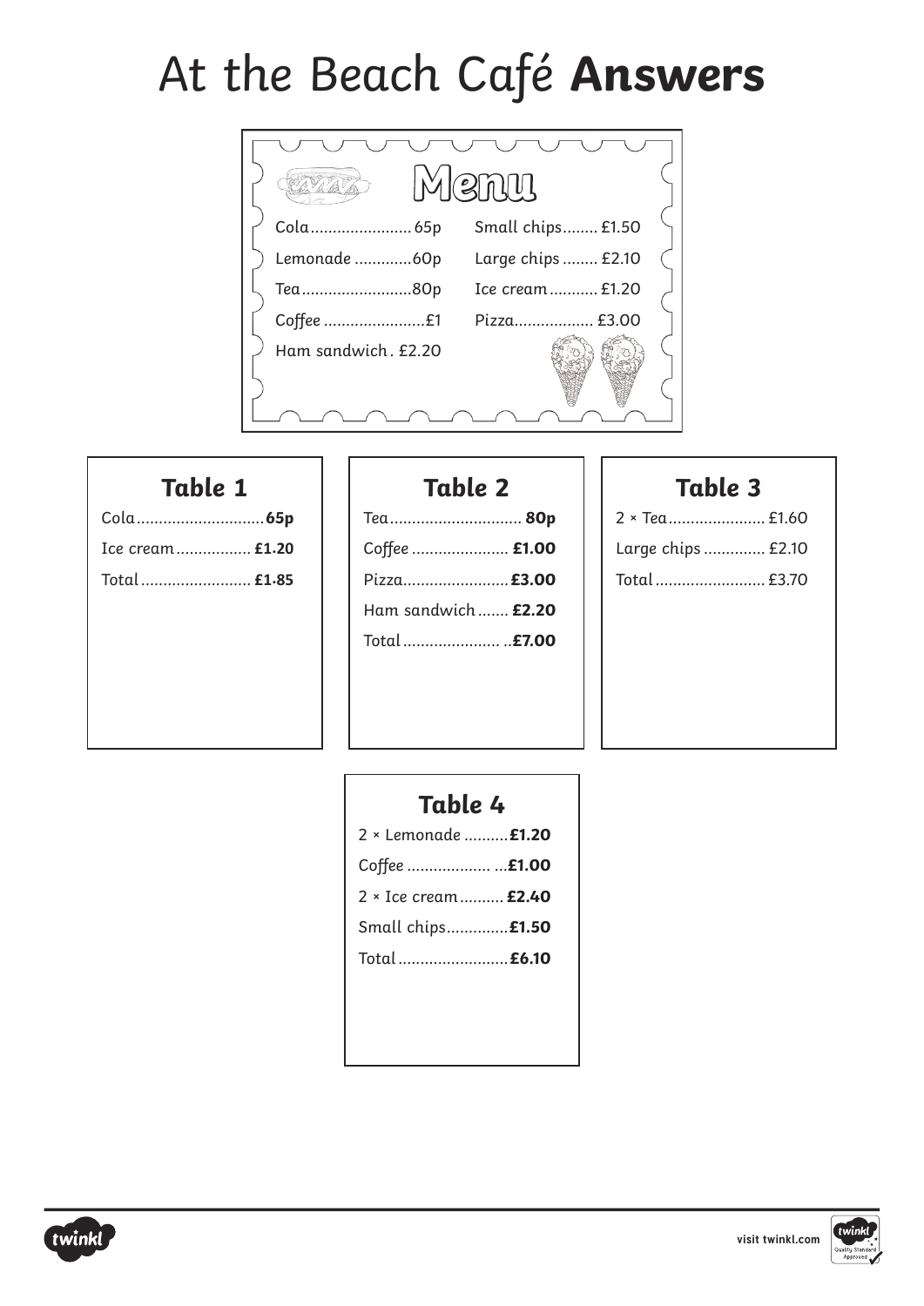# At the Beach Café **Answers**

## Menu

| Item | Price | Item | Price |
|---|---|---|---|
| Cola | 65p | Small chips | £1.50 |
| Lemonade | 60p | Large chips | £2.10 |
| Tea | 80p | Ice cream | £1.20 |
| Coffee | £1 | Pizza | £3.00 |
| Ham sandwich | £2.20 | | |

### Table 1

| Item | Price |
|---|---|
| Cola | **65p** |
| Ice cream | **£1.20** |
| Total | **£1.85** |

### Table 2

| Item | Price |
|---|---|
| Tea | **80p** |
| Coffee | **£1.00** |
| Pizza | **£3.00** |
| Ham sandwich | **£2.20** |
| Total | **£7.00** |

### Table 3

| Item | Price |
|---|---|
| 2 × Tea | £1.60 |
| Large chips | £2.10 |
| Total | £3.70 |

### Table 4

| Item | Price |
|---|---|
| 2 × Lemonade | **£1.20** |
| Coffee | **£1.00** |
| 2 × Ice cream | **£2.40** |
| Small chips | **£1.50** |
| Total | **£6.10** |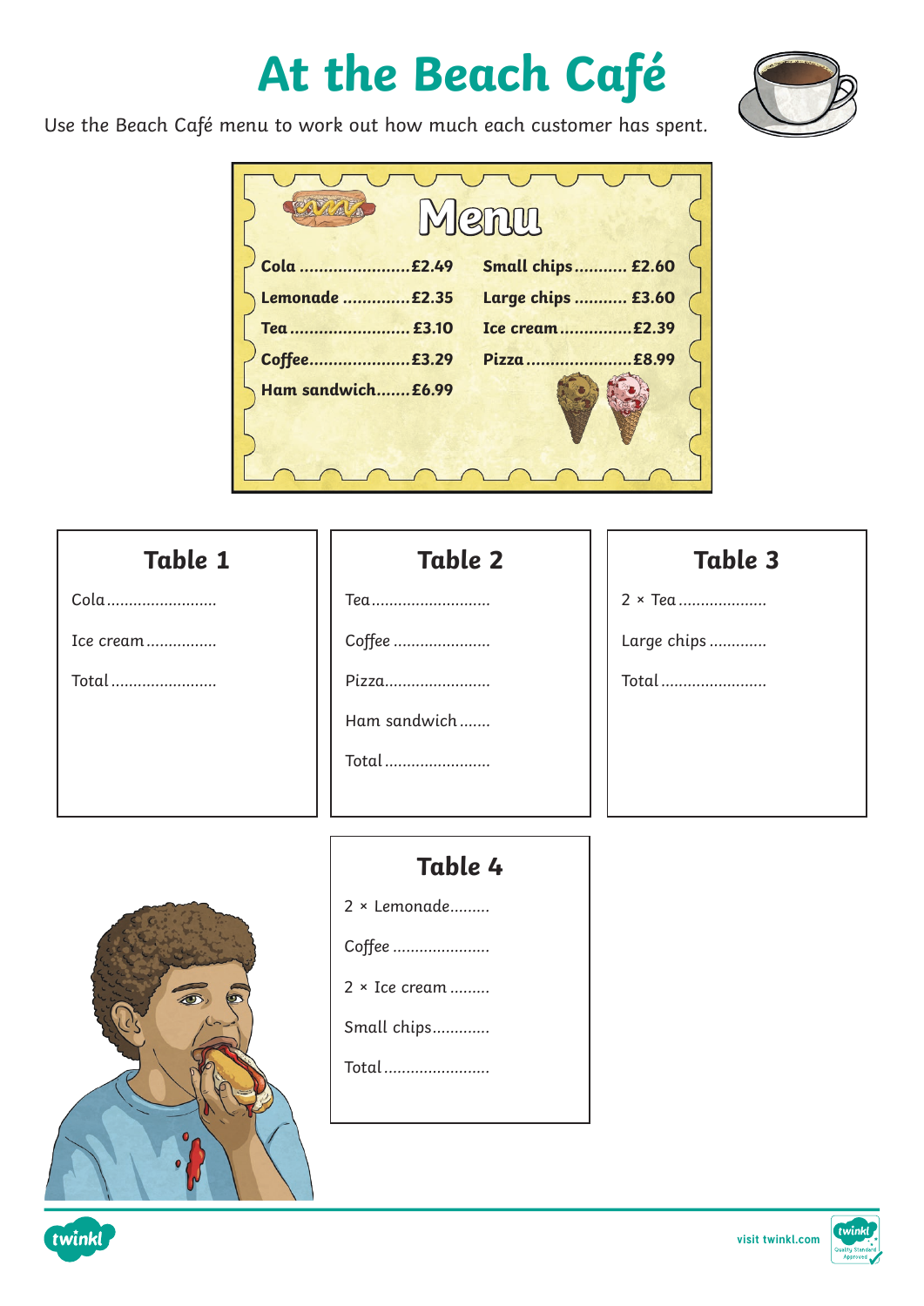# At the Beach Café

Use the Beach Café menu to work out how much each customer has spent.

## Menu

| | | | |
|---|---|---|---|
| **Cola** | **£2.49** | **Small chips** | **£2.60** |
| **Lemonade** | **£2.35** | **Large chips** | **£3.60** |
| **Tea** | **£3.10** | **Ice cream** | **£2.39** |
| **Coffee** | **£3.29** | **Pizza** | **£8.99** |
| **Ham sandwich** | **£6.99** | | |

### Table 1

Cola……………………

Ice cream……………

Total……………………

### Table 2

Tea……………………

Coffee…………………

Pizza……………………

Ham sandwich…….

Total……………………

### Table 3

2 × Tea………………

Large chips…………

Total……………………

### Table 4

2 × Lemonade………

Coffee…………………

2 × Ice cream………

Small chips…………

Total……………………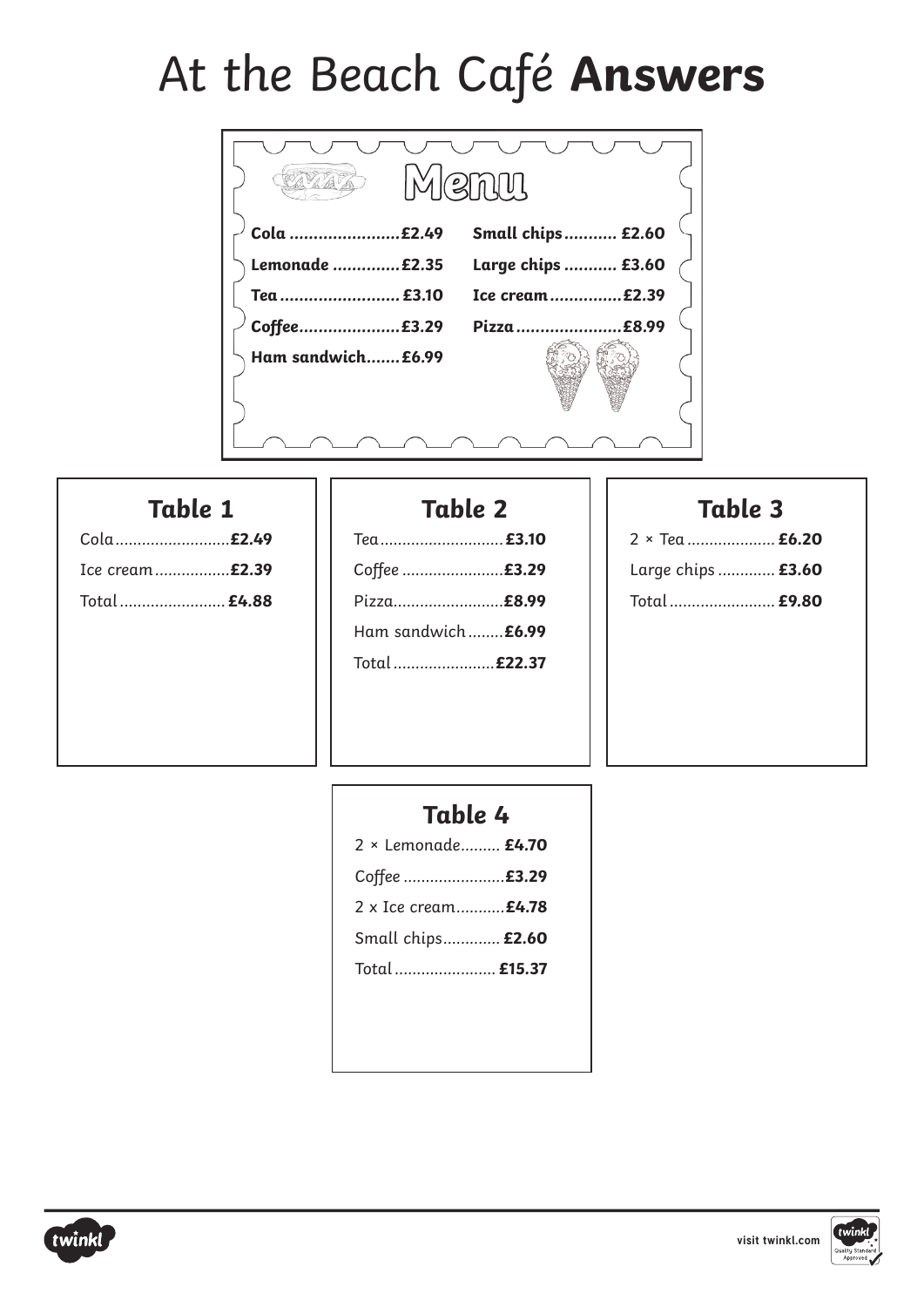# At the Beach Café **Answers**

## Menu

| | | | |
|---|---|---|---|
| **Cola** | **£2.49** | **Small chips** | **£2.60** |
| **Lemonade** | **£2.35** | **Large chips** | **£3.60** |
| **Tea** | **£3.10** | **Ice cream** | **£2.39** |
| **Coffee** | **£3.29** | **Pizza** | **£8.99** |
| **Ham sandwich** | **£6.99** | | |

### Table 1

| | |
|---|---|
| Cola | **£2.49** |
| Ice cream | **£2.39** |
| Total | **£4.88** |

### Table 2

| | |
|---|---|
| Tea | **£3.10** |
| Coffee | **£3.29** |
| Pizza | **£8.99** |
| Ham sandwich | **£6.99** |
| Total | **£22.37** |

### Table 3

| | |
|---|---|
| 2 × Tea | **£6.20** |
| Large chips | **£3.60** |
| Total | **£9.80** |

### Table 4

| | |
|---|---|
| 2 × Lemonade | **£4.70** |
| Coffee | **£3.29** |
| 2 x Ice cream | **£4.78** |
| Small chips | **£2.60** |
| Total | **£15.37** |